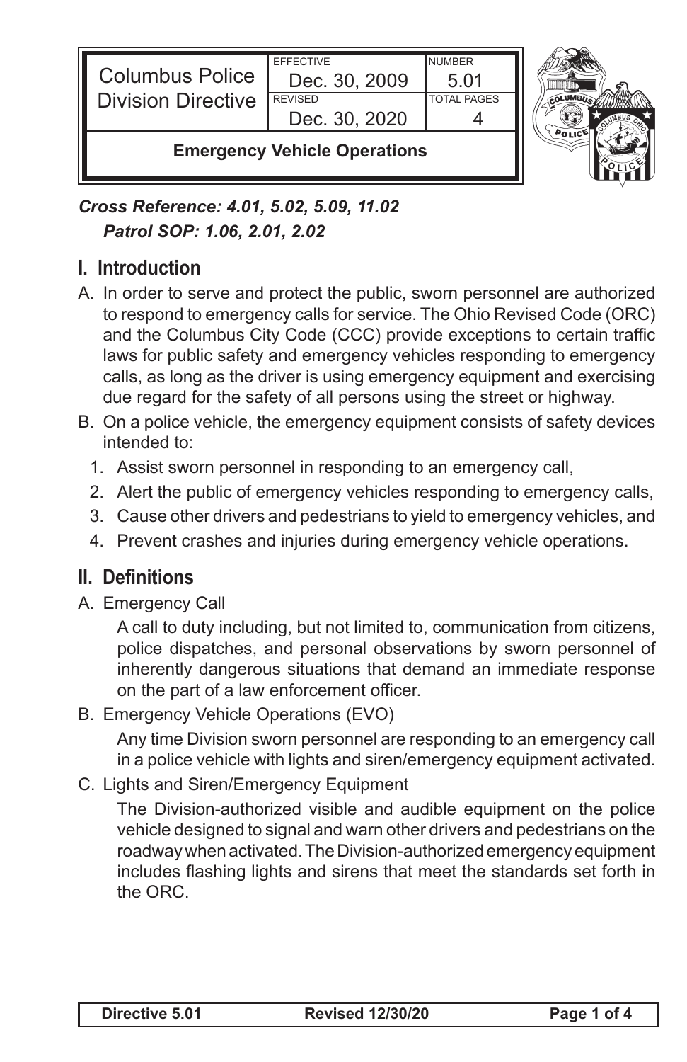| Columbus Police Division Directive | EFFECTIVE Dec. 30, 2009 | NUMBER 5.01 |
| --- | --- | --- |
| | REVISED Dec. 30, 2020 | TOTAL PAGES 4 |
| **Emergency Vehicle Operations** | | |

***Cross Reference: 4.01, 5.02, 5.09, 11.02***
***Patrol SOP: 1.06, 2.01, 2.02***

## I. Introduction

A. In order to serve and protect the public, sworn personnel are authorized to respond to emergency calls for service. The Ohio Revised Code (ORC) and the Columbus City Code (CCC) provide exceptions to certain traffic laws for public safety and emergency vehicles responding to emergency calls, as long as the driver is using emergency equipment and exercising due regard for the safety of all persons using the street or highway.

B. On a police vehicle, the emergency equipment consists of safety devices intended to:

1. Assist sworn personnel in responding to an emergency call,
2. Alert the public of emergency vehicles responding to emergency calls,
3. Cause other drivers and pedestrians to yield to emergency vehicles, and
4. Prevent crashes and injuries during emergency vehicle operations.

## II. Definitions

A. Emergency Call

A call to duty including, but not limited to, communication from citizens, police dispatches, and personal observations by sworn personnel of inherently dangerous situations that demand an immediate response on the part of a law enforcement officer.

B. Emergency Vehicle Operations (EVO)

Any time Division sworn personnel are responding to an emergency call in a police vehicle with lights and siren/emergency equipment activated.

C. Lights and Siren/Emergency Equipment

The Division-authorized visible and audible equipment on the police vehicle designed to signal and warn other drivers and pedestrians on the roadway when activated. The Division-authorized emergency equipment includes flashing lights and sirens that meet the standards set forth in the ORC.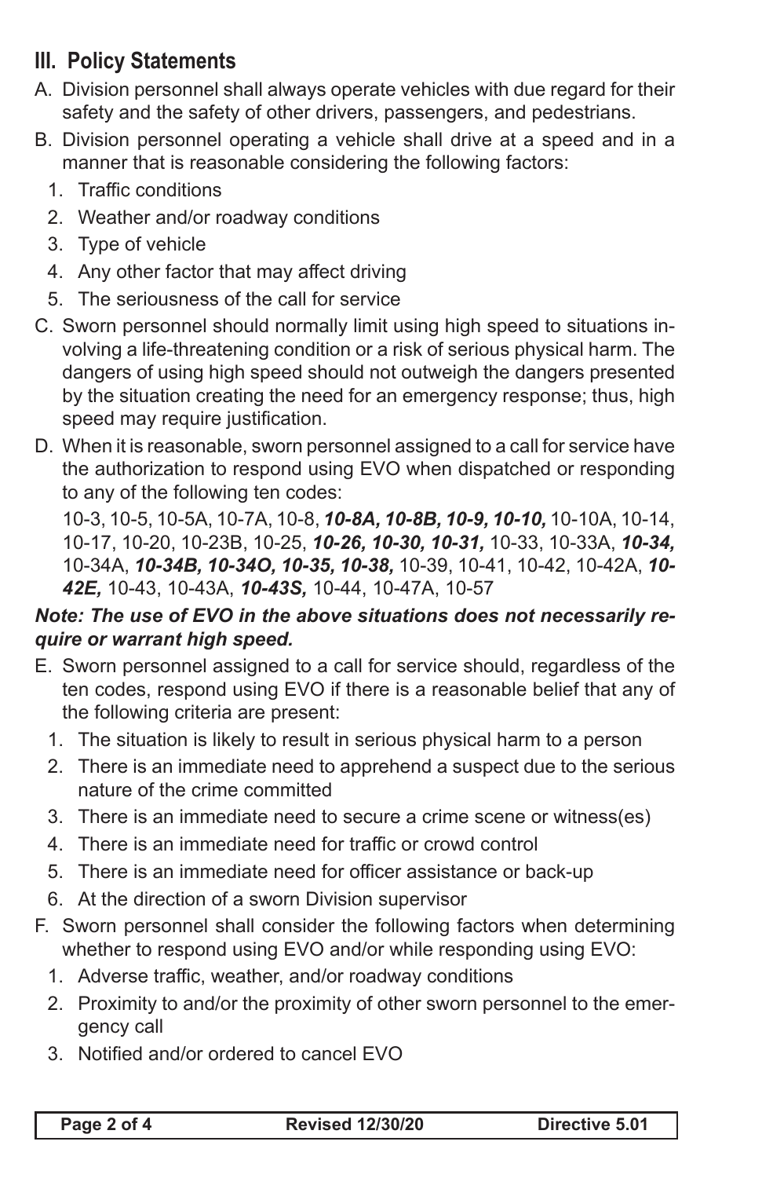## III. Policy Statements

A. Division personnel shall always operate vehicles with due regard for their safety and the safety of other drivers, passengers, and pedestrians.

B. Division personnel operating a vehicle shall drive at a speed and in a manner that is reasonable considering the following factors:

   1. Traffic conditions
   2. Weather and/or roadway conditions
   3. Type of vehicle
   4. Any other factor that may affect driving
   5. The seriousness of the call for service

C. Sworn personnel should normally limit using high speed to situations involving a life-threatening condition or a risk of serious physical harm. The dangers of using high speed should not outweigh the dangers presented by the situation creating the need for an emergency response; thus, high speed may require justification.

D. When it is reasonable, sworn personnel assigned to a call for service have the authorization to respond using EVO when dispatched or responding to any of the following ten codes:

   10-3, 10-5, 10-5A, 10-7A, 10-8, ***10-8A, 10-8B, 10-9, 10-10,*** 10-10A, 10-14, 10-17, 10-20, 10-23B, 10-25, ***10-26, 10-30, 10-31,*** 10-33, 10-33A, ***10-34,*** 10-34A, ***10-34B, 10-34O, 10-35, 10-38,*** 10-39, 10-41, 10-42, 10-42A, ***10-42E,*** 10-43, 10-43A, ***10-43S,*** 10-44, 10-47A, 10-57

***Note: The use of EVO in the above situations does not necessarily require or warrant high speed.***

E. Sworn personnel assigned to a call for service should, regardless of the ten codes, respond using EVO if there is a reasonable belief that any of the following criteria are present:

   1. The situation is likely to result in serious physical harm to a person
   2. There is an immediate need to apprehend a suspect due to the serious nature of the crime committed
   3. There is an immediate need to secure a crime scene or witness(es)
   4. There is an immediate need for traffic or crowd control
   5. There is an immediate need for officer assistance or back-up
   6. At the direction of a sworn Division supervisor

F. Sworn personnel shall consider the following factors when determining whether to respond using EVO and/or while responding using EVO:

   1. Adverse traffic, weather, and/or roadway conditions
   2. Proximity to and/or the proximity of other sworn personnel to the emergency call
   3. Notified and/or ordered to cancel EVO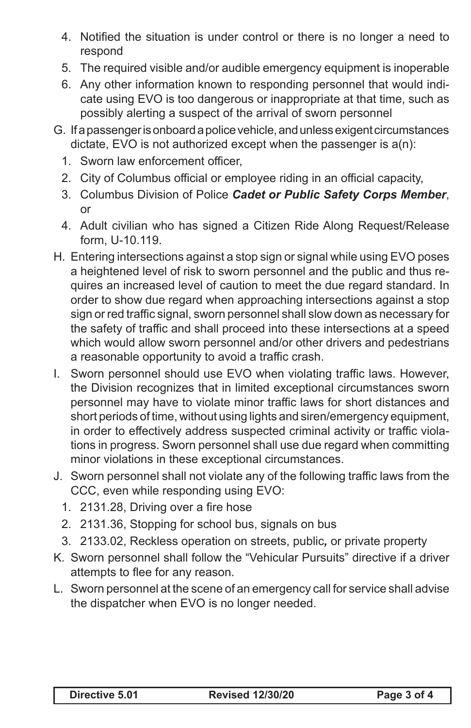4. Notified the situation is under control or there is no longer a need to respond
5. The required visible and/or audible emergency equipment is inoperable
6. Any other information known to responding personnel that would indicate using EVO is too dangerous or inappropriate at that time, such as possibly alerting a suspect of the arrival of sworn personnel

G. If a passenger is onboard a police vehicle, and unless exigent circumstances dictate, EVO is not authorized except when the passenger is a(n):

1. Sworn law enforcement officer,
2. City of Columbus official or employee riding in an official capacity,
3. Columbus Division of Police ***Cadet or Public Safety Corps Member***, or
4. Adult civilian who has signed a Citizen Ride Along Request/Release form, U-10.119.

H. Entering intersections against a stop sign or signal while using EVO poses a heightened level of risk to sworn personnel and the public and thus requires an increased level of caution to meet the due regard standard. In order to show due regard when approaching intersections against a stop sign or red traffic signal, sworn personnel shall slow down as necessary for the safety of traffic and shall proceed into these intersections at a speed which would allow sworn personnel and/or other drivers and pedestrians a reasonable opportunity to avoid a traffic crash.

I. Sworn personnel should use EVO when violating traffic laws. However, the Division recognizes that in limited exceptional circumstances sworn personnel may have to violate minor traffic laws for short distances and short periods of time, without using lights and siren/emergency equipment, in order to effectively address suspected criminal activity or traffic violations in progress. Sworn personnel shall use due regard when committing minor violations in these exceptional circumstances.

J. Sworn personnel shall not violate any of the following traffic laws from the CCC, even while responding using EVO:

1. 2131.28, Driving over a fire hose
2. 2131.36, Stopping for school bus, signals on bus
3. 2133.02, Reckless operation on streets, public***,*** or private property

K. Sworn personnel shall follow the "Vehicular Pursuits" directive if a driver attempts to flee for any reason.

L. Sworn personnel at the scene of an emergency call for service shall advise the dispatcher when EVO is no longer needed.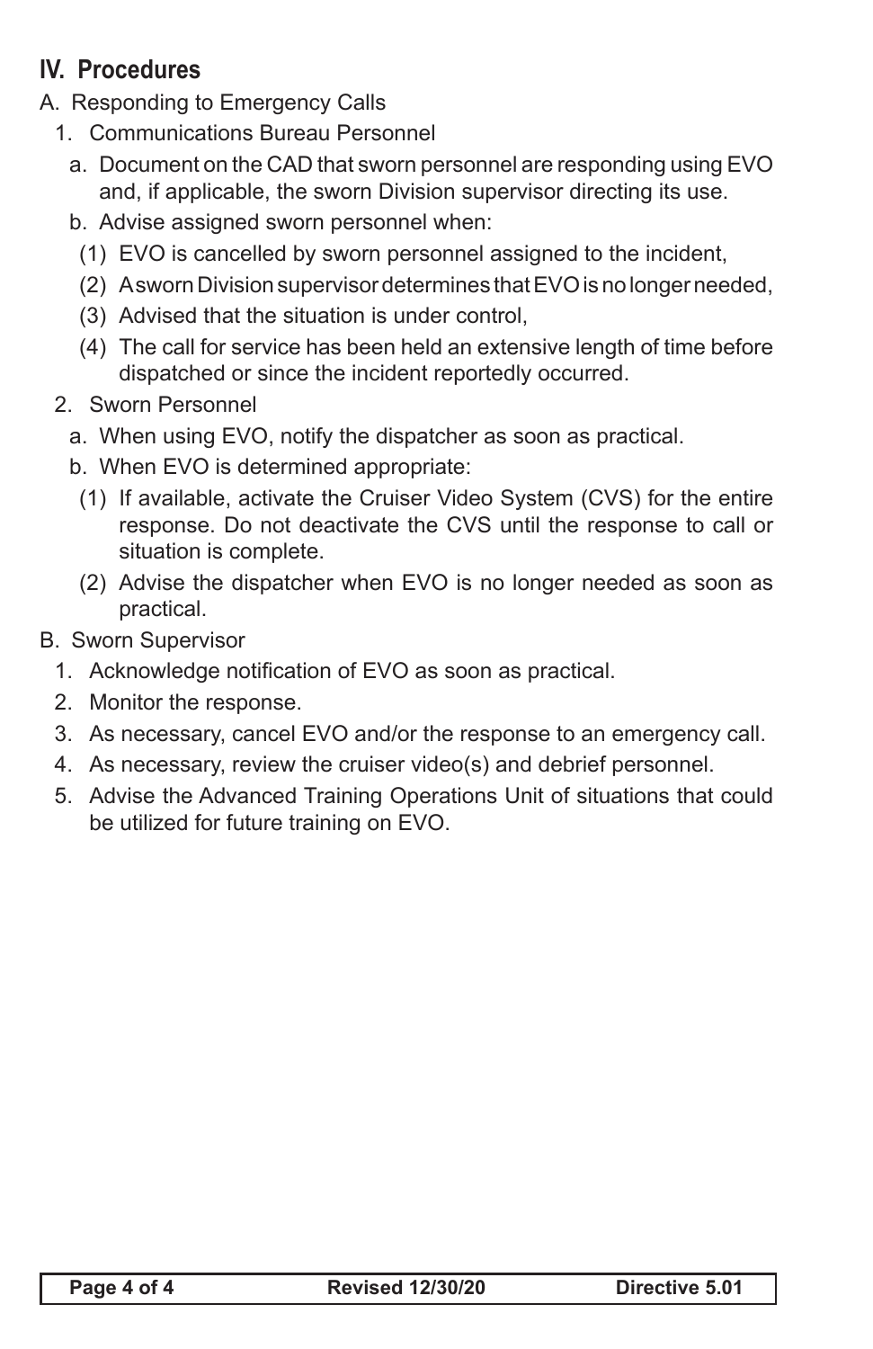## IV. Procedures

A. Responding to Emergency Calls

1. Communications Bureau Personnel

   a. Document on the CAD that sworn personnel are responding using EVO and, if applicable, the sworn Division supervisor directing its use.

   b. Advise assigned sworn personnel when:

      (1) EVO is cancelled by sworn personnel assigned to the incident,

      (2) A sworn Division supervisor determines that EVO is no longer needed,

      (3) Advised that the situation is under control,

      (4) The call for service has been held an extensive length of time before dispatched or since the incident reportedly occurred.

2. Sworn Personnel

   a. When using EVO, notify the dispatcher as soon as practical.

   b. When EVO is determined appropriate:

      (1) If available, activate the Cruiser Video System (CVS) for the entire response. Do not deactivate the CVS until the response to call or situation is complete.

      (2) Advise the dispatcher when EVO is no longer needed as soon as practical.

B. Sworn Supervisor

1. Acknowledge notification of EVO as soon as practical.
2. Monitor the response.
3. As necessary, cancel EVO and/or the response to an emergency call.
4. As necessary, review the cruiser video(s) and debrief personnel.
5. Advise the Advanced Training Operations Unit of situations that could be utilized for future training on EVO.